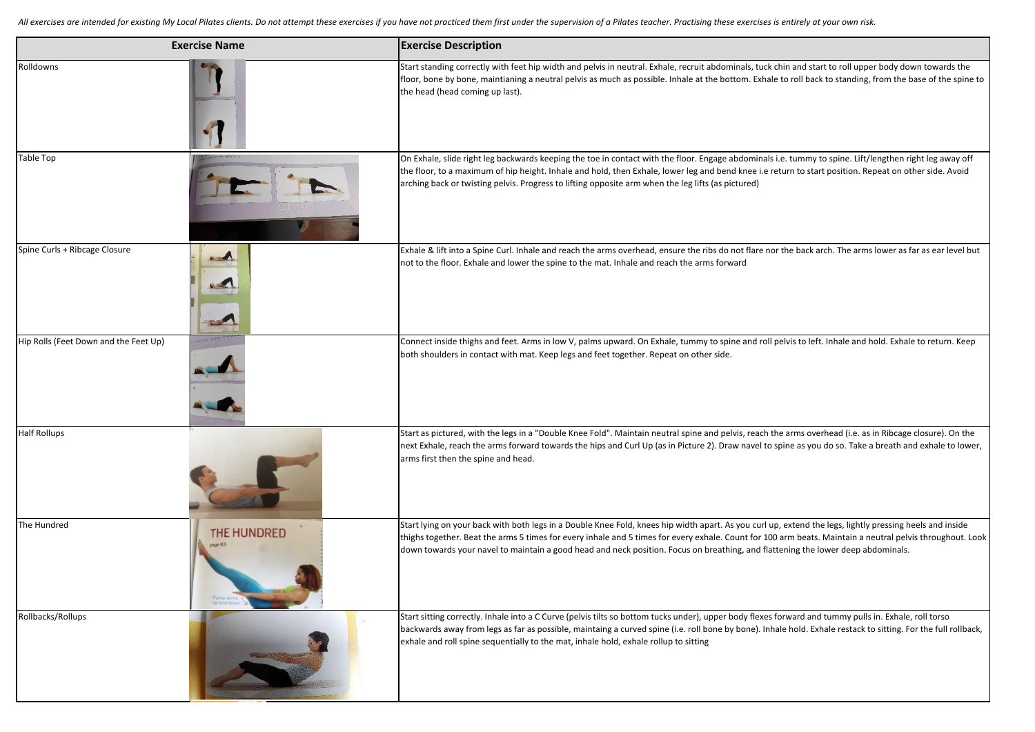*All exercises are intended for existing My Local Pilates clients. Do not attempt these exercises if you have not practiced them first under the supervision of a Pilates teacher. Practising these exercises is entirely at your own risk.*

| Exercise Name | Exercise Description |
| --- | --- |
| Rolldowns | Start standing correctly with feet hip width and pelvis in neutral. Exhale, recruit abdominals, tuck chin and start to roll upper body down towards the floor, bone by bone, maintianing a neutral pelvis as much as possible. Inhale at the bottom. Exhale to roll back to standing, from the base of the spine to the head (head coming up last). |
| Table Top | On Exhale, slide right leg backwards keeping the toe in contact with the floor. Engage abdominals i.e. tummy to spine. Lift/lengthen right leg away off the floor, to a maximum of hip height. Inhale and hold, then Exhale, lower leg and bend knee i.e return to start position. Repeat on other side. Avoid arching back or twisting pelvis. Progress to lifting opposite arm when the leg lifts (as pictured) |
| Spine Curls + Ribcage Closure | Exhale & lift into a Spine Curl. Inhale and reach the arms overhead, ensure the ribs do not flare nor the back arch. The arms lower as far as ear level but not to the floor. Exhale and lower the spine to the mat. Inhale and reach the arms forward |
| Hip Rolls (Feet Down and the Feet Up) | Connect inside thighs and feet. Arms in low V, palms upward. On Exhale, tummy to spine and roll pelvis to left. Inhale and hold. Exhale to return. Keep both shoulders in contact with mat. Keep legs and feet together. Repeat on other side. |
| Half Rollups | Start as pictured, with the legs in a "Double Knee Fold". Maintain neutral spine and pelvis, reach the arms overhead (i.e. as in Ribcage closure). On the next Exhale, reach the arms forward towards the hips and Curl Up (as in Picture 2). Draw navel to spine as you do so. Take a breath and exhale to lower, arms first then the spine and head. |
| The Hundred | Start lying on your back with both legs in a Double Knee Fold, knees hip width apart. As you curl up, extend the legs, lightly pressing heels and inside thighs together. Beat the arms 5 times for every inhale and 5 times for every exhale. Count for 100 arm beats. Maintain a neutral pelvis throughout. Look down towards your navel to maintain a good head and neck position. Focus on breathing, and flattening the lower deep abdominals. |
| Rollbacks/Rollups | Start sitting correctly. Inhale into a C Curve (pelvis tilts so bottom tucks under), upper body flexes forward and tummy pulls in. Exhale, roll torso backwards away from legs as far as possible, maintaing a curved spine (i.e. roll bone by bone). Inhale hold. Exhale restack to sitting. For the full rollback, exhale and roll spine sequentially to the mat, inhale hold, exhale rollup to sitting |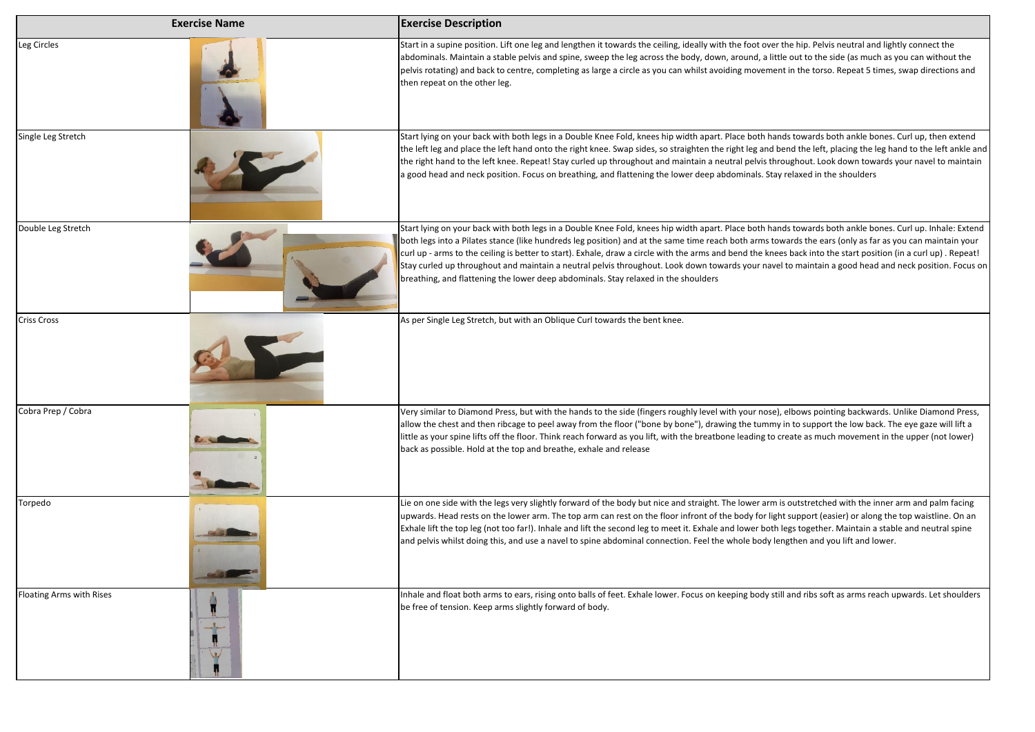| Exercise Name | | Exercise Description |
| --- | --- | --- |
| Leg Circles | | Start in a supine position. Lift one leg and lengthen it towards the ceiling, ideally with the foot over the hip. Pelvis neutral and lightly connect the abdominals. Maintain a stable pelvis and spine, sweep the leg across the body, down, around, a little out to the side (as much as you can without the pelvis rotating) and back to centre, completing as large a circle as you can whilst avoiding movement in the torso. Repeat 5 times, swap directions and then repeat on the other leg. |
| Single Leg Stretch | | Start lying on your back with both legs in a Double Knee Fold, knees hip width apart. Place both hands towards both ankle bones. Curl up, then extend the left leg and place the left hand onto the right knee. Swap sides, so straighten the right leg and bend the left, placing the leg hand to the left ankle and the right hand to the left knee. Repeat! Stay curled up throughout and maintain a neutral pelvis throughout. Look down towards your navel to maintain a good head and neck position. Focus on breathing, and flattening the lower deep abdominals. Stay relaxed in the shoulders |
| Double Leg Stretch | | Start lying on your back with both legs in a Double Knee Fold, knees hip width apart. Place both hands towards both ankle bones. Curl up. Inhale: Extend both legs into a Pilates stance (like hundreds leg position) and at the same time reach both arms towards the ears (only as far as you can maintain your curl up - arms to the ceiling is better to start). Exhale, draw a circle with the arms and bend the knees back into the start position (in a curl up) . Repeat! Stay curled up throughout and maintain a neutral pelvis throughout. Look down towards your navel to maintain a good head and neck position. Focus on breathing, and flattening the lower deep abdominals. Stay relaxed in the shoulders |
| Criss Cross | | As per Single Leg Stretch, but with an Oblique Curl towards the bent knee. |
| Cobra Prep / Cobra | | Very similar to Diamond Press, but with the hands to the side (fingers roughly level with your nose), elbows pointing backwards. Unlike Diamond Press, allow the chest and then ribcage to peel away from the floor ("bone by bone"), drawing the tummy in to support the low back. The eye gaze will lift a little as your spine lifts off the floor. Think reach forward as you lift, with the breatbone leading to create as much movement in the upper (not lower) back as possible. Hold at the top and breathe, exhale and release |
| Torpedo | | Lie on one side with the legs very slightly forward of the body but nice and straight. The lower arm is outstretched with the inner arm and palm facing upwards. Head rests on the lower arm. The top arm can rest on the floor infront of the body for light support (easier) or along the top waistline. On an Exhale lift the top leg (not too far!). Inhale and lift the second leg to meet it. Exhale and lower both legs together. Maintain a stable and neutral spine and pelvis whilst doing this, and use a navel to spine abdominal connection. Feel the whole body lengthen and you lift and lower. |
| Floating Arms with Rises | | Inhale and float both arms to ears, rising onto balls of feet. Exhale lower. Focus on keeping body still and ribs soft as arms reach upwards. Let shoulders be free of tension. Keep arms slightly forward of body. |